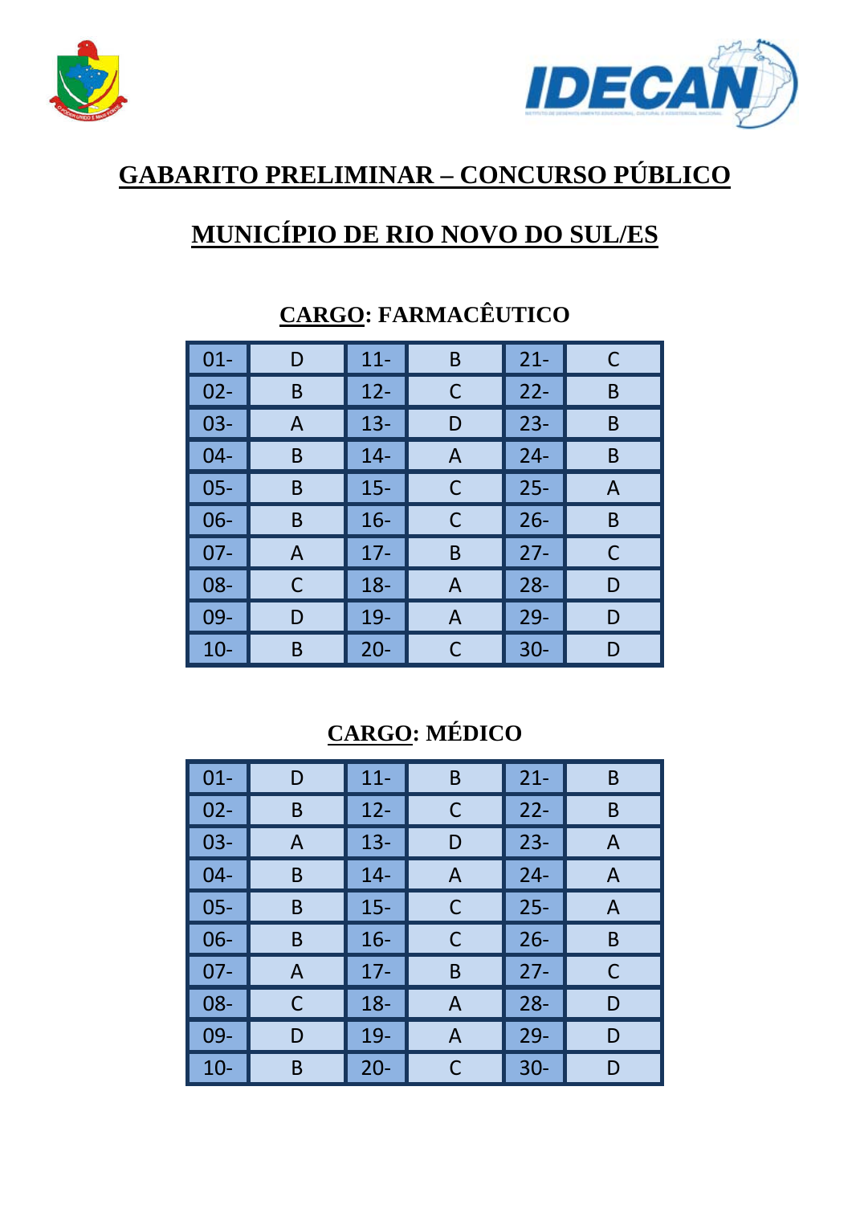# GABARITO PRELIMINAR – CONCURSO PÚBLICO

# MUNICÍPIO DE RIO NOVO DO SUL/ES

## CARGO: FARMACÊUTICO

| 01- | D | 11- | B | 21- | C |
|---|---|---|---|---|---|
| 02- | B | 12- | C | 22- | B |
| 03- | A | 13- | D | 23- | B |
| 04- | B | 14- | A | 24- | B |
| 05- | B | 15- | C | 25- | A |
| 06- | B | 16- | C | 26- | B |
| 07- | A | 17- | B | 27- | C |
| 08- | C | 18- | A | 28- | D |
| 09- | D | 19- | A | 29- | D |
| 10- | B | 20- | C | 30- | D |

## CARGO: MÉDICO

| 01- | D | 11- | B | 21- | B |
|---|---|---|---|---|---|
| 02- | B | 12- | C | 22- | B |
| 03- | A | 13- | D | 23- | A |
| 04- | B | 14- | A | 24- | A |
| 05- | B | 15- | C | 25- | A |
| 06- | B | 16- | C | 26- | B |
| 07- | A | 17- | B | 27- | C |
| 08- | C | 18- | A | 28- | D |
| 09- | D | 19- | A | 29- | D |
| 10- | B | 20- | C | 30- | D |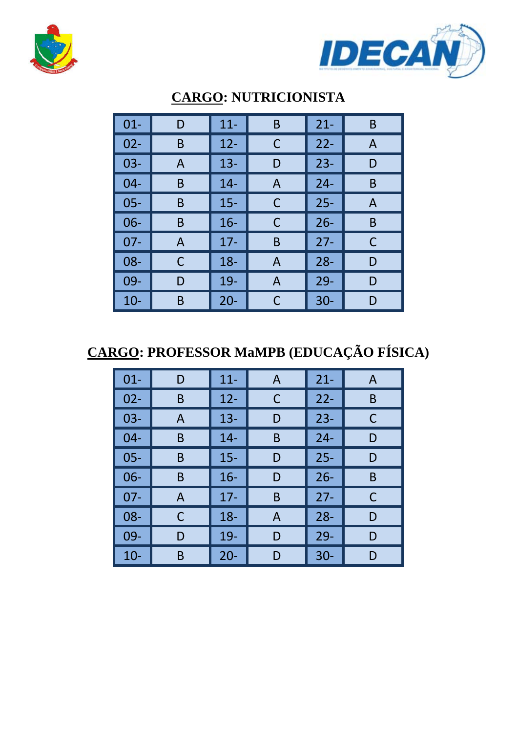## CARGO: NUTRICIONISTA

| | | | | | |
|---|---|---|---|---|---|
| 01- | D | 11- | B | 21- | B |
| 02- | B | 12- | C | 22- | A |
| 03- | A | 13- | D | 23- | D |
| 04- | B | 14- | A | 24- | B |
| 05- | B | 15- | C | 25- | A |
| 06- | B | 16- | C | 26- | B |
| 07- | A | 17- | B | 27- | C |
| 08- | C | 18- | A | 28- | D |
| 09- | D | 19- | A | 29- | D |
| 10- | B | 20- | C | 30- | D |

## CARGO: PROFESSOR MaMPB (EDUCAÇÃO FÍSICA)

| | | | | | |
|---|---|---|---|---|---|
| 01- | D | 11- | A | 21- | A |
| 02- | B | 12- | C | 22- | B |
| 03- | A | 13- | D | 23- | C |
| 04- | B | 14- | B | 24- | D |
| 05- | B | 15- | D | 25- | D |
| 06- | B | 16- | D | 26- | B |
| 07- | A | 17- | B | 27- | C |
| 08- | C | 18- | A | 28- | D |
| 09- | D | 19- | D | 29- | D |
| 10- | B | 20- | D | 30- | D |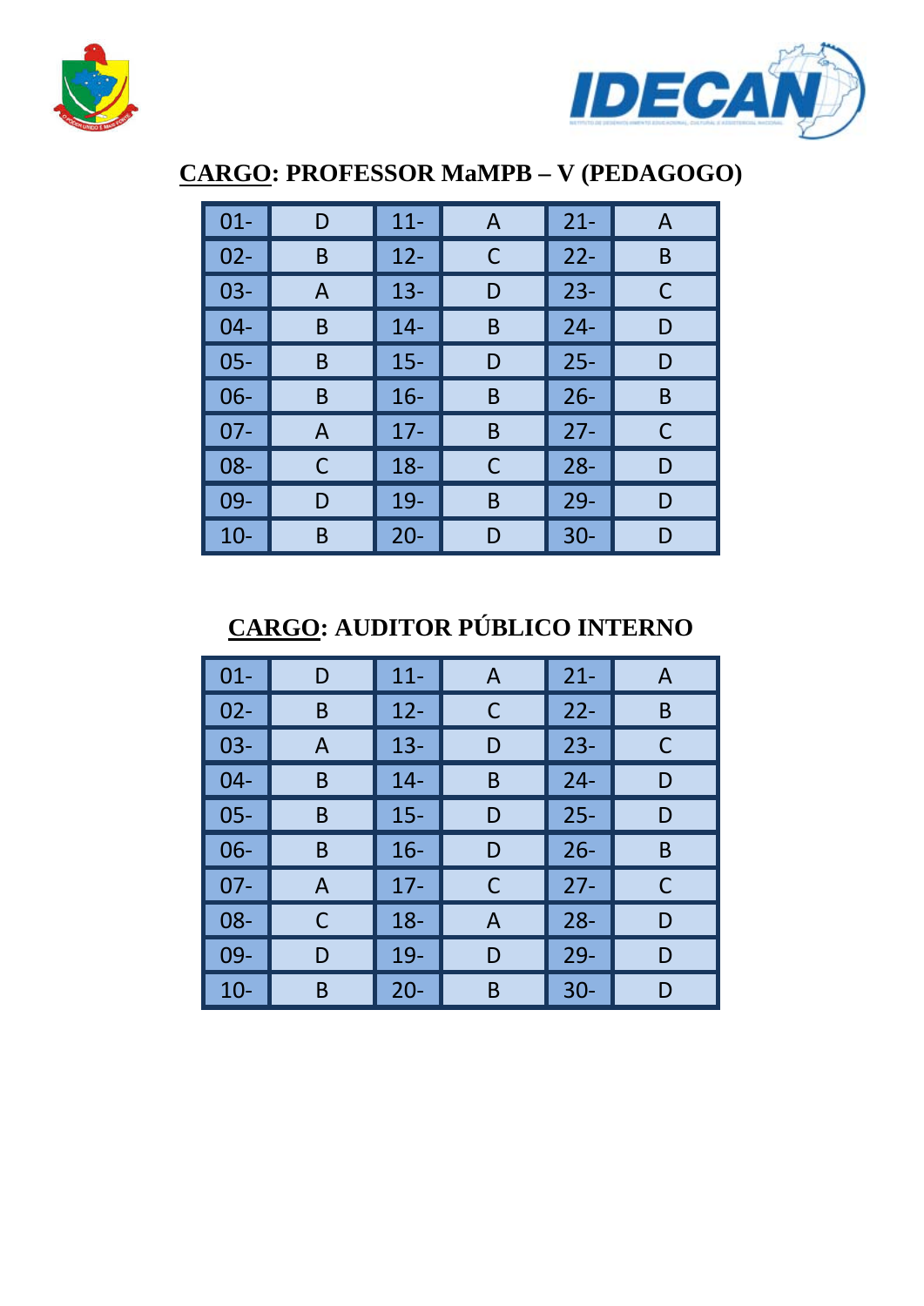## CARGO: PROFESSOR MaMPB – V (PEDAGOGO)

| | | | | | |
|---|---|---|---|---|---|
| 01- | D | 11- | A | 21- | A |
| 02- | B | 12- | C | 22- | B |
| 03- | A | 13- | D | 23- | C |
| 04- | B | 14- | B | 24- | D |
| 05- | B | 15- | D | 25- | D |
| 06- | B | 16- | B | 26- | B |
| 07- | A | 17- | B | 27- | C |
| 08- | C | 18- | C | 28- | D |
| 09- | D | 19- | B | 29- | D |
| 10- | B | 20- | D | 30- | D |

## CARGO: AUDITOR PÚBLICO INTERNO

| | | | | | |
|---|---|---|---|---|---|
| 01- | D | 11- | A | 21- | A |
| 02- | B | 12- | C | 22- | B |
| 03- | A | 13- | D | 23- | C |
| 04- | B | 14- | B | 24- | D |
| 05- | B | 15- | D | 25- | D |
| 06- | B | 16- | D | 26- | B |
| 07- | A | 17- | C | 27- | C |
| 08- | C | 18- | A | 28- | D |
| 09- | D | 19- | D | 29- | D |
| 10- | B | 20- | B | 30- | D |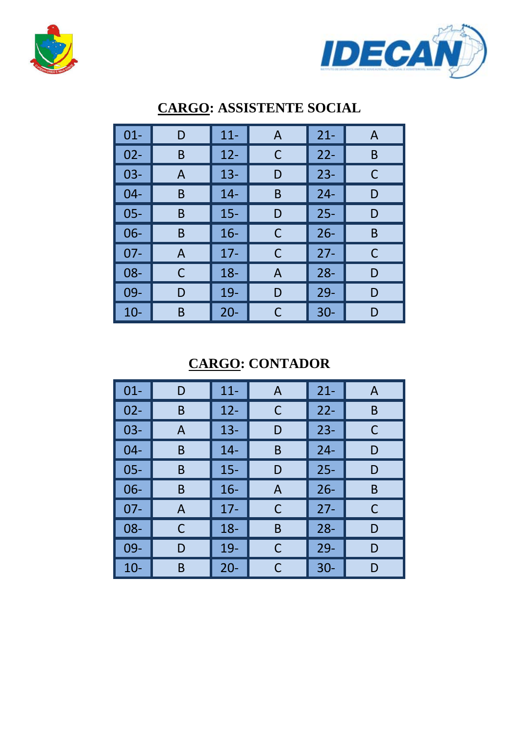## CARGO: ASSISTENTE SOCIAL

| | | | | | |
|---|---|---|---|---|---|
| 01- | D | 11- | A | 21- | A |
| 02- | B | 12- | C | 22- | B |
| 03- | A | 13- | D | 23- | C |
| 04- | B | 14- | B | 24- | D |
| 05- | B | 15- | D | 25- | D |
| 06- | B | 16- | C | 26- | B |
| 07- | A | 17- | C | 27- | C |
| 08- | C | 18- | A | 28- | D |
| 09- | D | 19- | D | 29- | D |
| 10- | B | 20- | C | 30- | D |

## CARGO: CONTADOR

| | | | | | |
|---|---|---|---|---|---|
| 01- | D | 11- | A | 21- | A |
| 02- | B | 12- | C | 22- | B |
| 03- | A | 13- | D | 23- | C |
| 04- | B | 14- | B | 24- | D |
| 05- | B | 15- | D | 25- | D |
| 06- | B | 16- | A | 26- | B |
| 07- | A | 17- | C | 27- | C |
| 08- | C | 18- | B | 28- | D |
| 09- | D | 19- | C | 29- | D |
| 10- | B | 20- | C | 30- | D |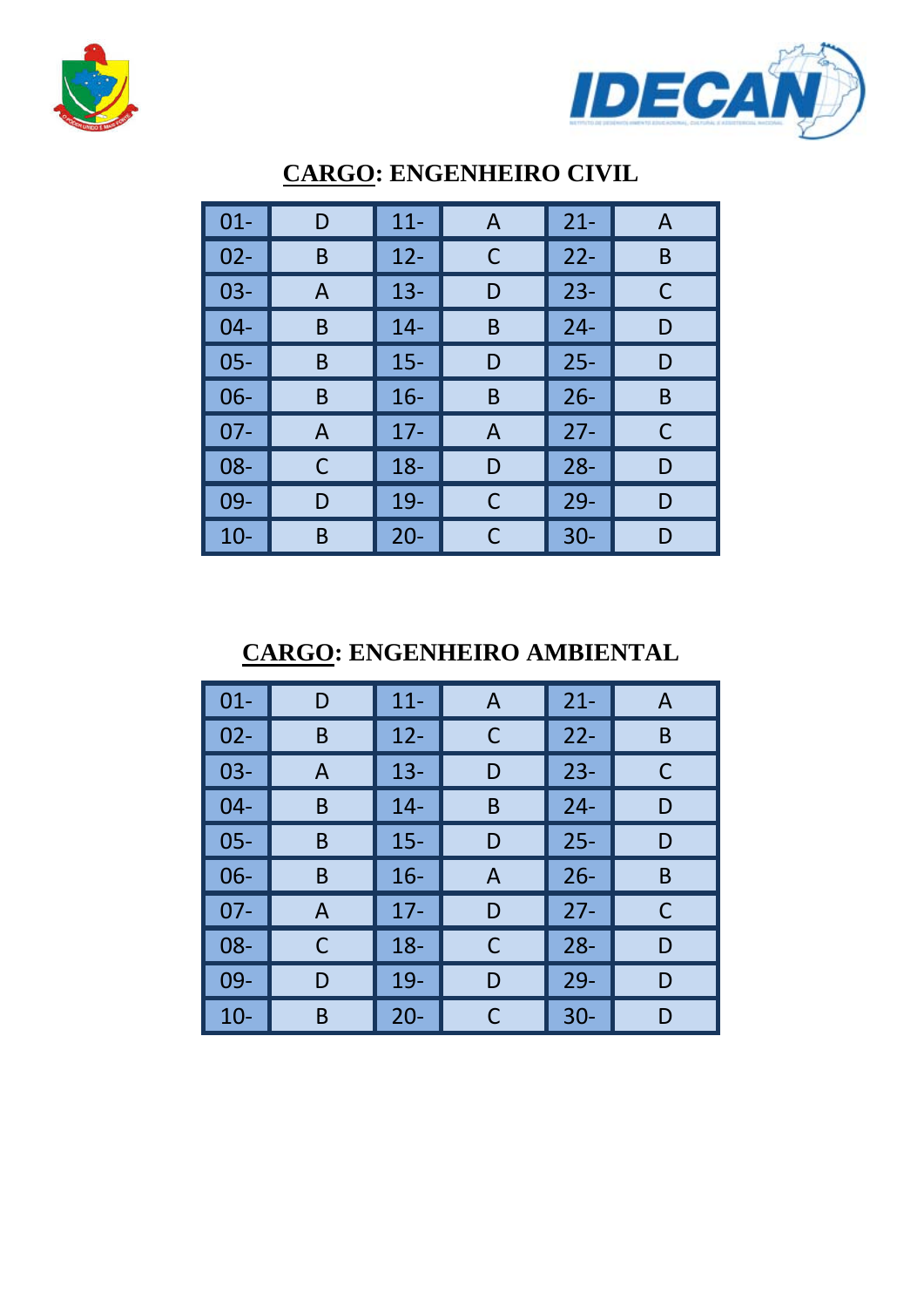## CARGO: ENGENHEIRO CIVIL

| 01- | D | 11- | A | 21- | A |
|---|---|---|---|---|---|
| 02- | B | 12- | C | 22- | B |
| 03- | A | 13- | D | 23- | C |
| 04- | B | 14- | B | 24- | D |
| 05- | B | 15- | D | 25- | D |
| 06- | B | 16- | B | 26- | B |
| 07- | A | 17- | A | 27- | C |
| 08- | C | 18- | D | 28- | D |
| 09- | D | 19- | C | 29- | D |
| 10- | B | 20- | C | 30- | D |

## CARGO: ENGENHEIRO AMBIENTAL

| 01- | D | 11- | A | 21- | A |
|---|---|---|---|---|---|
| 02- | B | 12- | C | 22- | B |
| 03- | A | 13- | D | 23- | C |
| 04- | B | 14- | B | 24- | D |
| 05- | B | 15- | D | 25- | D |
| 06- | B | 16- | A | 26- | B |
| 07- | A | 17- | D | 27- | C |
| 08- | C | 18- | C | 28- | D |
| 09- | D | 19- | D | 29- | D |
| 10- | B | 20- | C | 30- | D |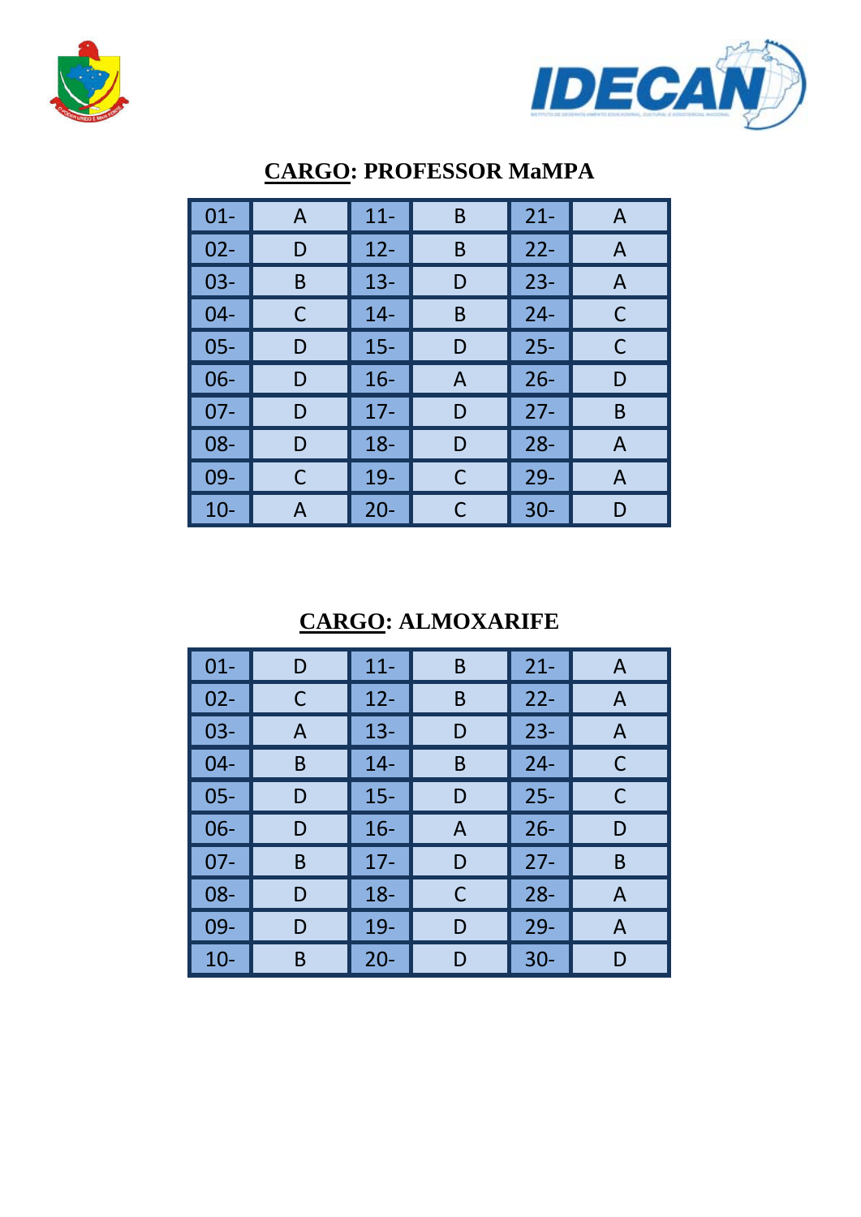## CARGO: PROFESSOR MaMPA

| | | | | | |
|---|---|---|---|---|---|
| 01- | A | 11- | B | 21- | A |
| 02- | D | 12- | B | 22- | A |
| 03- | B | 13- | D | 23- | A |
| 04- | C | 14- | B | 24- | C |
| 05- | D | 15- | D | 25- | C |
| 06- | D | 16- | A | 26- | D |
| 07- | D | 17- | D | 27- | B |
| 08- | D | 18- | D | 28- | A |
| 09- | C | 19- | C | 29- | A |
| 10- | A | 20- | C | 30- | D |

## CARGO: ALMOXARIFE

| | | | | | |
|---|---|---|---|---|---|
| 01- | D | 11- | B | 21- | A |
| 02- | C | 12- | B | 22- | A |
| 03- | A | 13- | D | 23- | A |
| 04- | B | 14- | B | 24- | C |
| 05- | D | 15- | D | 25- | C |
| 06- | D | 16- | A | 26- | D |
| 07- | B | 17- | D | 27- | B |
| 08- | D | 18- | C | 28- | A |
| 09- | D | 19- | D | 29- | A |
| 10- | B | 20- | D | 30- | D |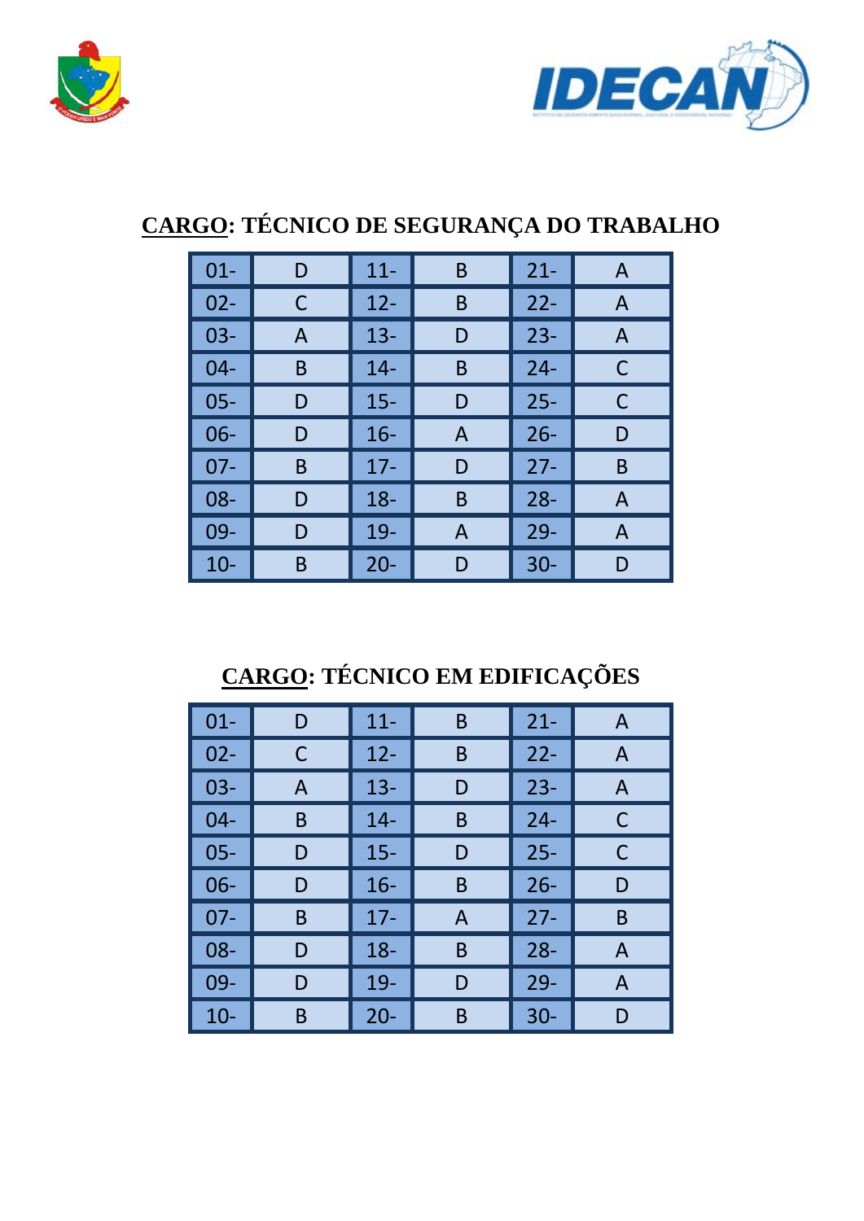## CARGO: TÉCNICO DE SEGURANÇA DO TRABALHO

| | | | | | |
|---|---|---|---|---|---|
| 01- | D | 11- | B | 21- | A |
| 02- | C | 12- | B | 22- | A |
| 03- | A | 13- | D | 23- | A |
| 04- | B | 14- | B | 24- | C |
| 05- | D | 15- | D | 25- | C |
| 06- | D | 16- | A | 26- | D |
| 07- | B | 17- | D | 27- | B |
| 08- | D | 18- | B | 28- | A |
| 09- | D | 19- | A | 29- | A |
| 10- | B | 20- | D | 30- | D |

## CARGO: TÉCNICO EM EDIFICAÇÕES

| | | | | | |
|---|---|---|---|---|---|
| 01- | D | 11- | B | 21- | A |
| 02- | C | 12- | B | 22- | A |
| 03- | A | 13- | D | 23- | A |
| 04- | B | 14- | B | 24- | C |
| 05- | D | 15- | D | 25- | C |
| 06- | D | 16- | B | 26- | D |
| 07- | B | 17- | A | 27- | B |
| 08- | D | 18- | B | 28- | A |
| 09- | D | 19- | D | 29- | A |
| 10- | B | 20- | B | 30- | D |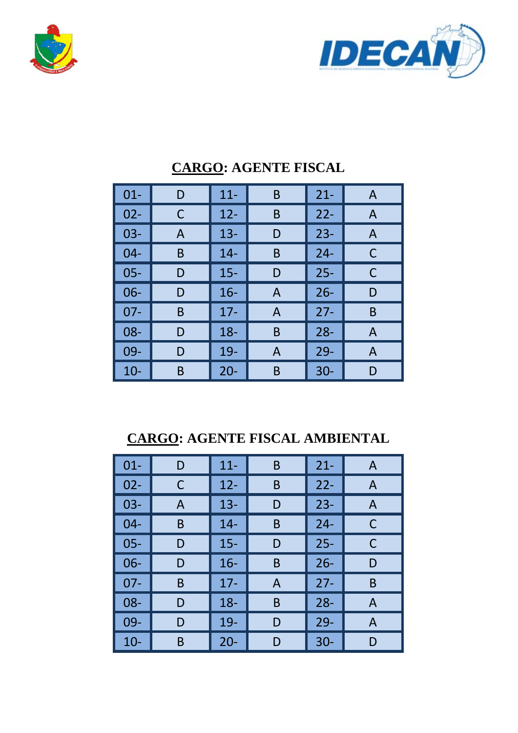## CARGO: AGENTE FISCAL

| | | | | | |
|---|---|---|---|---|---|
| 01- | D | 11- | B | 21- | A |
| 02- | C | 12- | B | 22- | A |
| 03- | A | 13- | D | 23- | A |
| 04- | B | 14- | B | 24- | C |
| 05- | D | 15- | D | 25- | C |
| 06- | D | 16- | A | 26- | D |
| 07- | B | 17- | A | 27- | B |
| 08- | D | 18- | B | 28- | A |
| 09- | D | 19- | A | 29- | A |
| 10- | B | 20- | B | 30- | D |

## CARGO: AGENTE FISCAL AMBIENTAL

| | | | | | |
|---|---|---|---|---|---|
| 01- | D | 11- | B | 21- | A |
| 02- | C | 12- | B | 22- | A |
| 03- | A | 13- | D | 23- | A |
| 04- | B | 14- | B | 24- | C |
| 05- | D | 15- | D | 25- | C |
| 06- | D | 16- | B | 26- | D |
| 07- | B | 17- | A | 27- | B |
| 08- | D | 18- | B | 28- | A |
| 09- | D | 19- | D | 29- | A |
| 10- | B | 20- | D | 30- | D |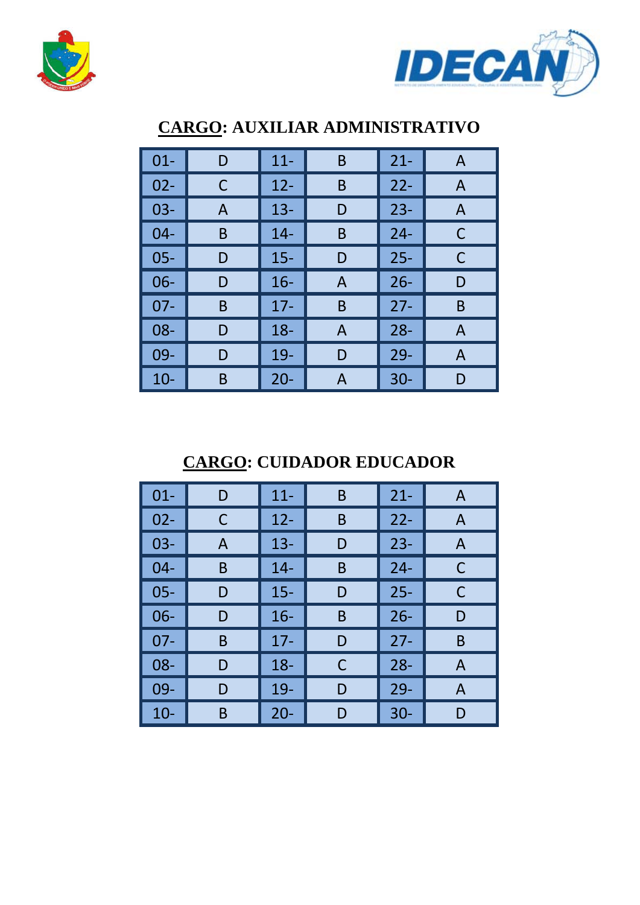## CARGO: AUXILIAR ADMINISTRATIVO

| | | | | | |
|---|---|---|---|---|---|
| 01- | D | 11- | B | 21- | A |
| 02- | C | 12- | B | 22- | A |
| 03- | A | 13- | D | 23- | A |
| 04- | B | 14- | B | 24- | C |
| 05- | D | 15- | D | 25- | C |
| 06- | D | 16- | A | 26- | D |
| 07- | B | 17- | B | 27- | B |
| 08- | D | 18- | A | 28- | A |
| 09- | D | 19- | D | 29- | A |
| 10- | B | 20- | A | 30- | D |

## CARGO: CUIDADOR EDUCADOR

| | | | | | |
|---|---|---|---|---|---|
| 01- | D | 11- | B | 21- | A |
| 02- | C | 12- | B | 22- | A |
| 03- | A | 13- | D | 23- | A |
| 04- | B | 14- | B | 24- | C |
| 05- | D | 15- | D | 25- | C |
| 06- | D | 16- | B | 26- | D |
| 07- | B | 17- | D | 27- | B |
| 08- | D | 18- | C | 28- | A |
| 09- | D | 19- | D | 29- | A |
| 10- | B | 20- | D | 30- | D |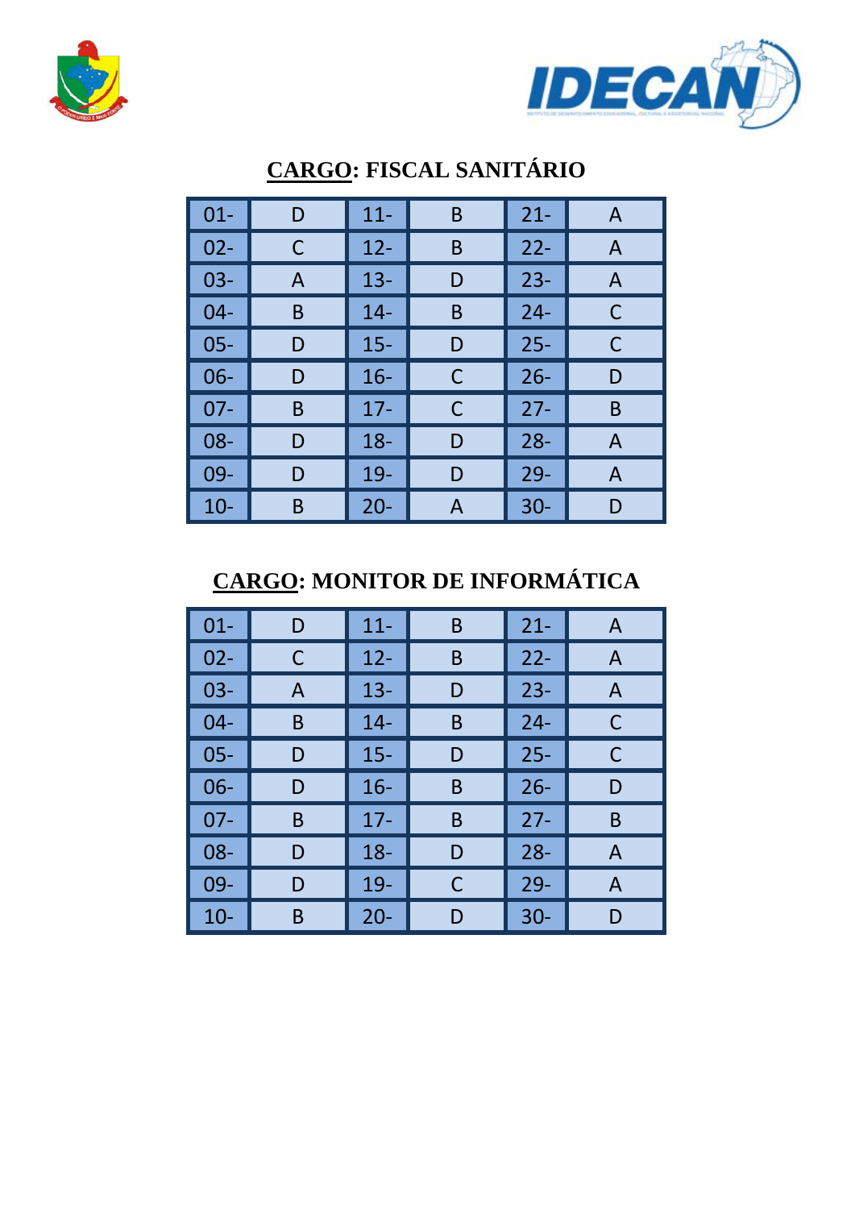## CARGO: FISCAL SANITÁRIO

| | | | | | |
|---|---|---|---|---|---|
| 01- | D | 11- | B | 21- | A |
| 02- | C | 12- | B | 22- | A |
| 03- | A | 13- | D | 23- | A |
| 04- | B | 14- | B | 24- | C |
| 05- | D | 15- | D | 25- | C |
| 06- | D | 16- | C | 26- | D |
| 07- | B | 17- | C | 27- | B |
| 08- | D | 18- | D | 28- | A |
| 09- | D | 19- | D | 29- | A |
| 10- | B | 20- | A | 30- | D |

## CARGO: MONITOR DE INFORMÁTICA

| | | | | | |
|---|---|---|---|---|---|
| 01- | D | 11- | B | 21- | A |
| 02- | C | 12- | B | 22- | A |
| 03- | A | 13- | D | 23- | A |
| 04- | B | 14- | B | 24- | C |
| 05- | D | 15- | D | 25- | C |
| 06- | D | 16- | B | 26- | D |
| 07- | B | 17- | B | 27- | B |
| 08- | D | 18- | D | 28- | A |
| 09- | D | 19- | C | 29- | A |
| 10- | B | 20- | D | 30- | D |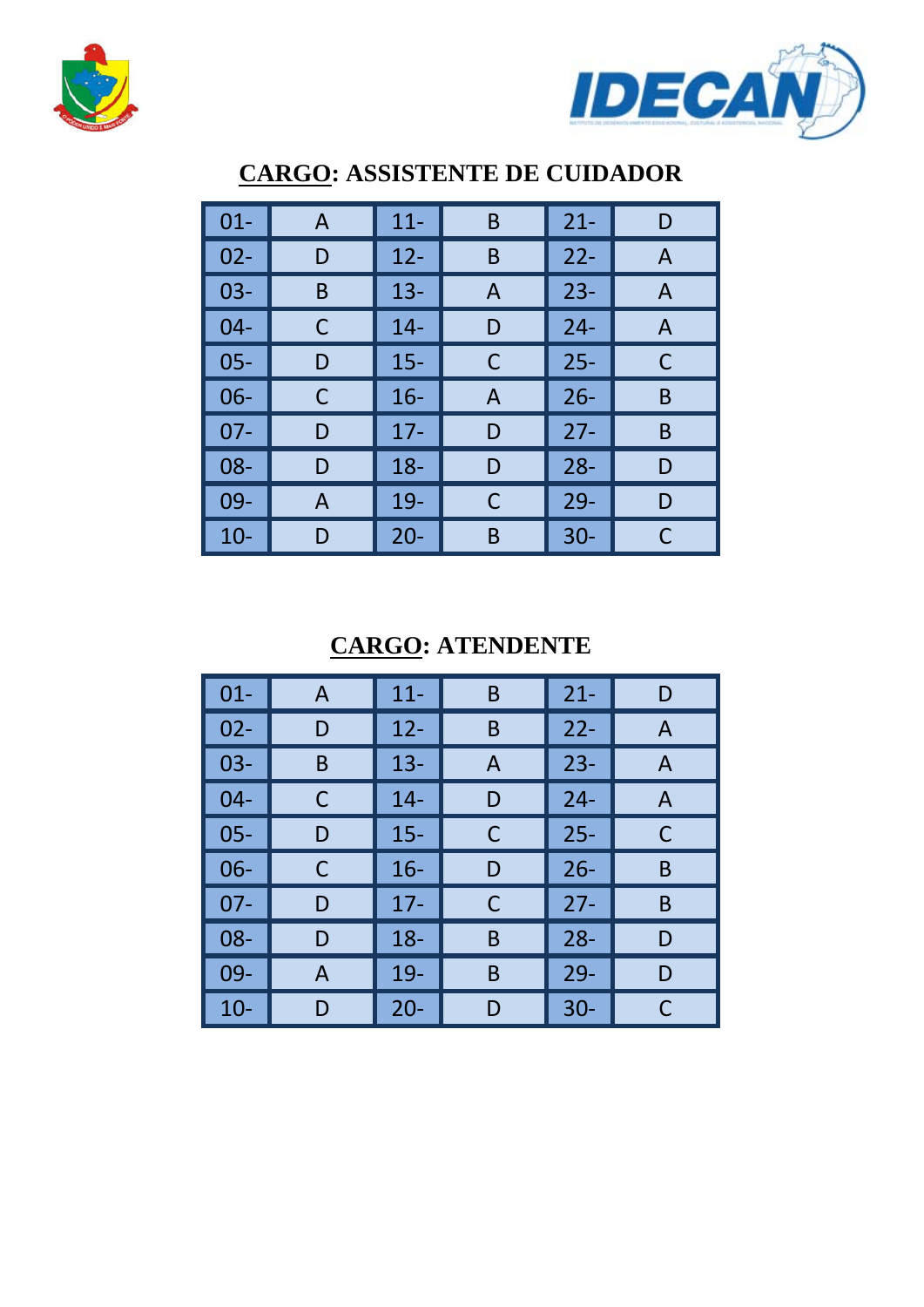## CARGO: ASSISTENTE DE CUIDADOR

| | | | | | |
|---|---|---|---|---|---|
| 01- | A | 11- | B | 21- | D |
| 02- | D | 12- | B | 22- | A |
| 03- | B | 13- | A | 23- | A |
| 04- | C | 14- | D | 24- | A |
| 05- | D | 15- | C | 25- | C |
| 06- | C | 16- | A | 26- | B |
| 07- | D | 17- | D | 27- | B |
| 08- | D | 18- | D | 28- | D |
| 09- | A | 19- | C | 29- | D |
| 10- | D | 20- | B | 30- | C |

## CARGO: ATENDENTE

| | | | | | |
|---|---|---|---|---|---|
| 01- | A | 11- | B | 21- | D |
| 02- | D | 12- | B | 22- | A |
| 03- | B | 13- | A | 23- | A |
| 04- | C | 14- | D | 24- | A |
| 05- | D | 15- | C | 25- | C |
| 06- | C | 16- | D | 26- | B |
| 07- | D | 17- | C | 27- | B |
| 08- | D | 18- | B | 28- | D |
| 09- | A | 19- | B | 29- | D |
| 10- | D | 20- | D | 30- | C |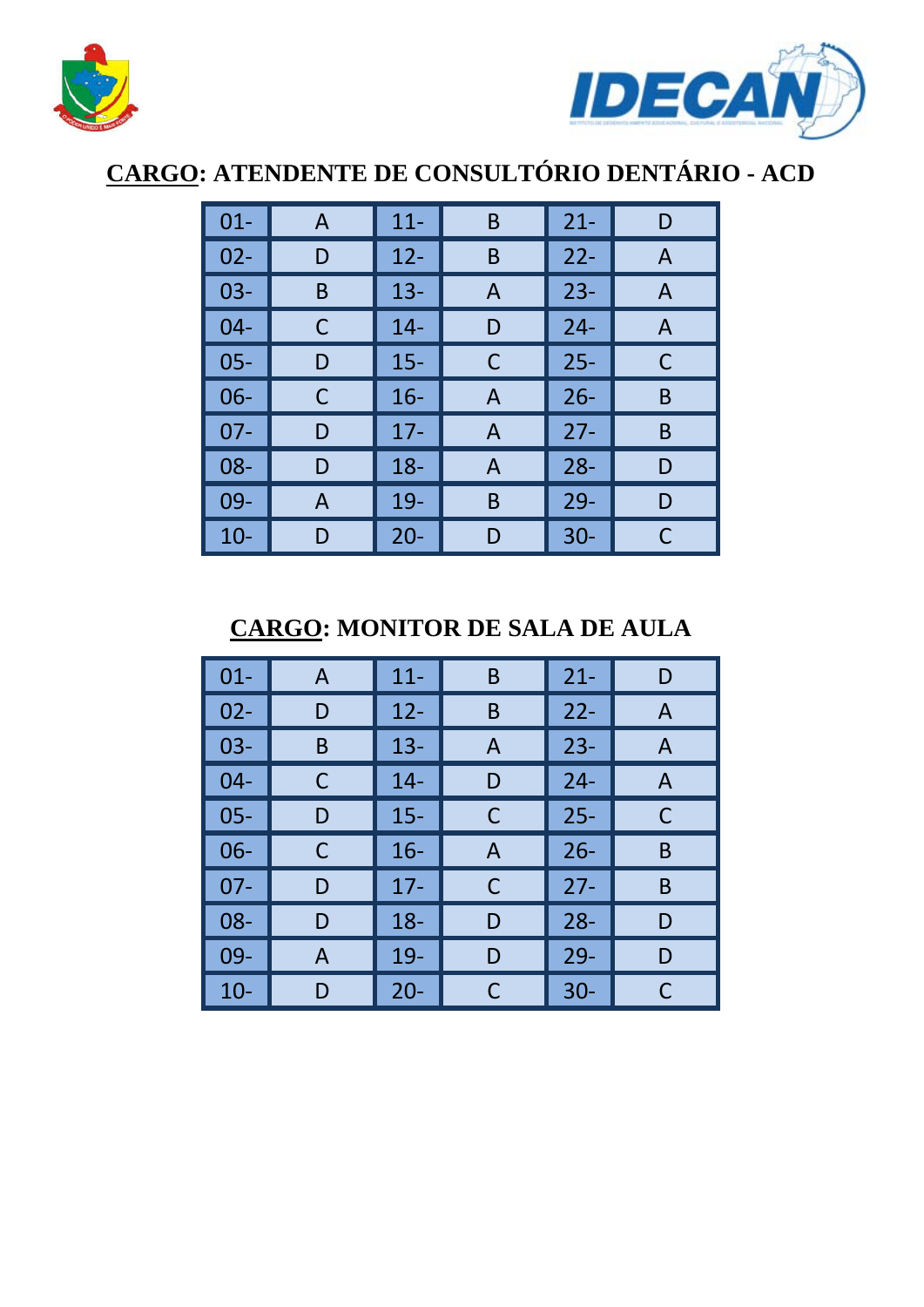## <u>CARGO</u>: ATENDENTE DE CONSULTÓRIO DENTÁRIO - ACD

| | | | | | |
|---|---|---|---|---|---|
| 01- | A | 11- | B | 21- | D |
| 02- | D | 12- | B | 22- | A |
| 03- | B | 13- | A | 23- | A |
| 04- | C | 14- | D | 24- | A |
| 05- | D | 15- | C | 25- | C |
| 06- | C | 16- | A | 26- | B |
| 07- | D | 17- | A | 27- | B |
| 08- | D | 18- | A | 28- | D |
| 09- | A | 19- | B | 29- | D |
| 10- | D | 20- | D | 30- | C |

## <u>CARGO</u>: MONITOR DE SALA DE AULA

| | | | | | |
|---|---|---|---|---|---|
| 01- | A | 11- | B | 21- | D |
| 02- | D | 12- | B | 22- | A |
| 03- | B | 13- | A | 23- | A |
| 04- | C | 14- | D | 24- | A |
| 05- | D | 15- | C | 25- | C |
| 06- | C | 16- | A | 26- | B |
| 07- | D | 17- | C | 27- | B |
| 08- | D | 18- | D | 28- | D |
| 09- | A | 19- | D | 29- | D |
| 10- | D | 20- | C | 30- | C |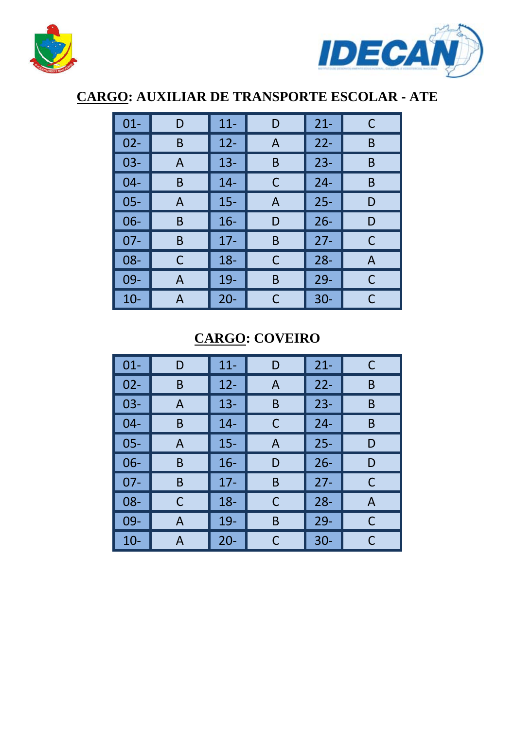## CARGO: AUXILIAR DE TRANSPORTE ESCOLAR - ATE

| | | | | | |
|---|---|---|---|---|---|
| 01- | D | 11- | D | 21- | C |
| 02- | B | 12- | A | 22- | B |
| 03- | A | 13- | B | 23- | B |
| 04- | B | 14- | C | 24- | B |
| 05- | A | 15- | A | 25- | D |
| 06- | B | 16- | D | 26- | D |
| 07- | B | 17- | B | 27- | C |
| 08- | C | 18- | C | 28- | A |
| 09- | A | 19- | B | 29- | C |
| 10- | A | 20- | C | 30- | C |

## CARGO: COVEIRO

| | | | | | |
|---|---|---|---|---|---|
| 01- | D | 11- | D | 21- | C |
| 02- | B | 12- | A | 22- | B |
| 03- | A | 13- | B | 23- | B |
| 04- | B | 14- | C | 24- | B |
| 05- | A | 15- | A | 25- | D |
| 06- | B | 16- | D | 26- | D |
| 07- | B | 17- | B | 27- | C |
| 08- | C | 18- | C | 28- | A |
| 09- | A | 19- | B | 29- | C |
| 10- | A | 20- | C | 30- | C |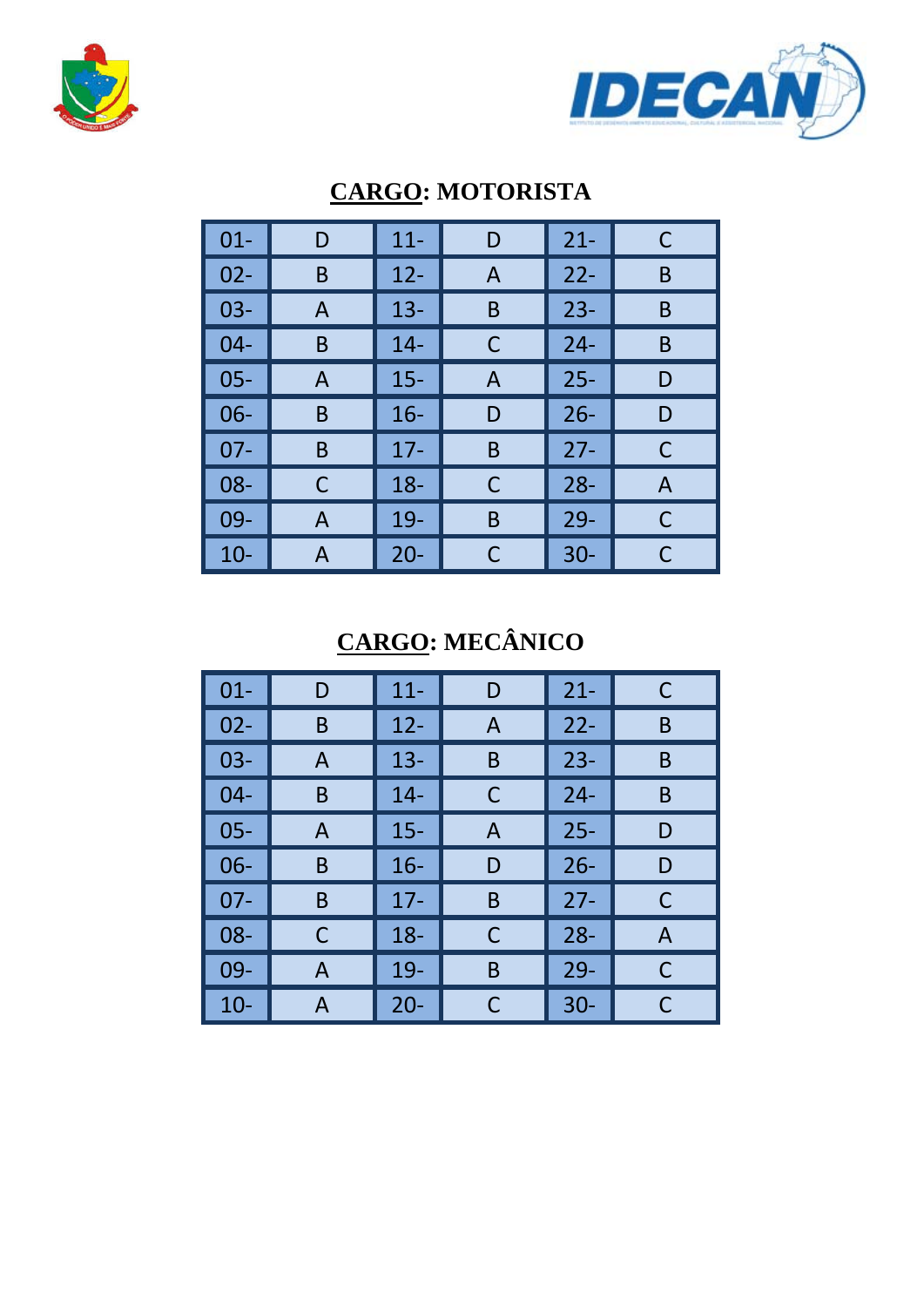## CARGO: MOTORISTA

| | | | | | |
|---|---|---|---|---|---|
| 01- | D | 11- | D | 21- | C |
| 02- | B | 12- | A | 22- | B |
| 03- | A | 13- | B | 23- | B |
| 04- | B | 14- | C | 24- | B |
| 05- | A | 15- | A | 25- | D |
| 06- | B | 16- | D | 26- | D |
| 07- | B | 17- | B | 27- | C |
| 08- | C | 18- | C | 28- | A |
| 09- | A | 19- | B | 29- | C |
| 10- | A | 20- | C | 30- | C |

## CARGO: MECÂNICO

| | | | | | |
|---|---|---|---|---|---|
| 01- | D | 11- | D | 21- | C |
| 02- | B | 12- | A | 22- | B |
| 03- | A | 13- | B | 23- | B |
| 04- | B | 14- | C | 24- | B |
| 05- | A | 15- | A | 25- | D |
| 06- | B | 16- | D | 26- | D |
| 07- | B | 17- | B | 27- | C |
| 08- | C | 18- | C | 28- | A |
| 09- | A | 19- | B | 29- | C |
| 10- | A | 20- | C | 30- | C |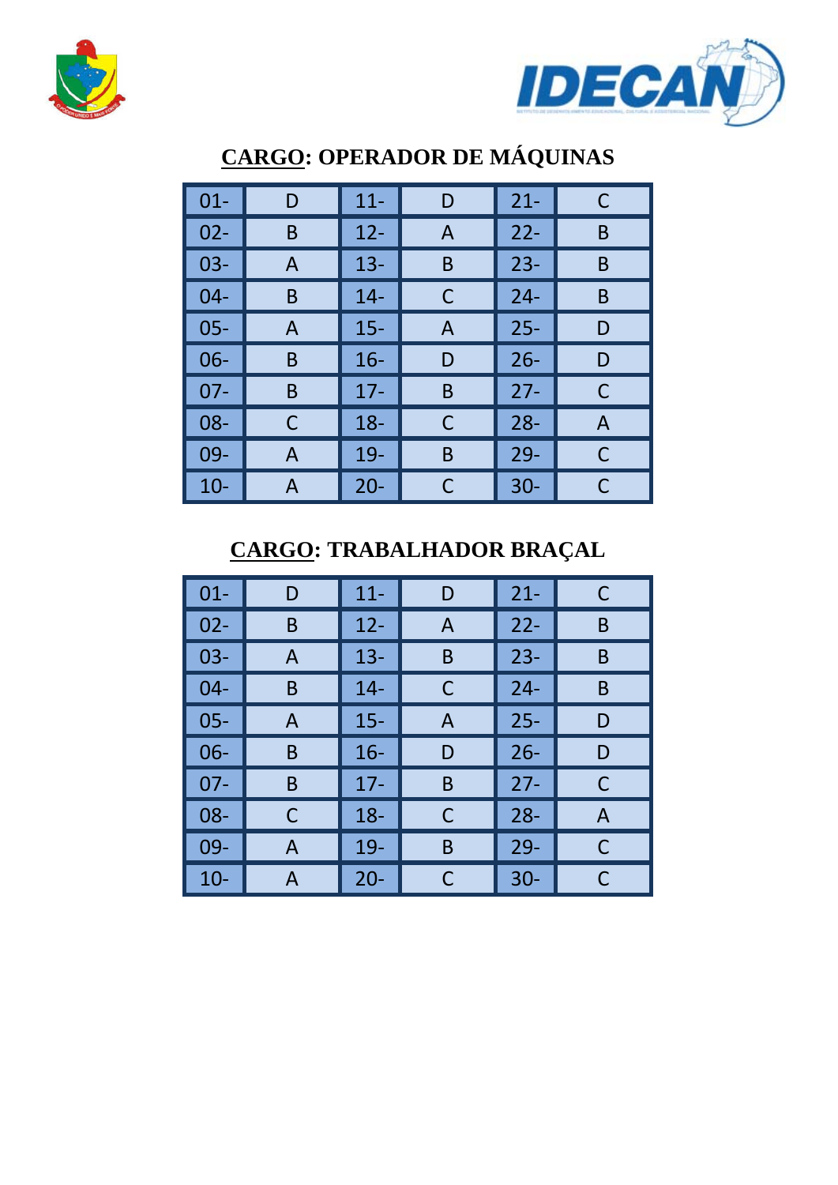## CARGO: OPERADOR DE MÁQUINAS

| | | | | | |
|---|---|---|---|---|---|
| 01- | D | 11- | D | 21- | C |
| 02- | B | 12- | A | 22- | B |
| 03- | A | 13- | B | 23- | B |
| 04- | B | 14- | C | 24- | B |
| 05- | A | 15- | A | 25- | D |
| 06- | B | 16- | D | 26- | D |
| 07- | B | 17- | B | 27- | C |
| 08- | C | 18- | C | 28- | A |
| 09- | A | 19- | B | 29- | C |
| 10- | A | 20- | C | 30- | C |

## CARGO: TRABALHADOR BRAÇAL

| | | | | | |
|---|---|---|---|---|---|
| 01- | D | 11- | D | 21- | C |
| 02- | B | 12- | A | 22- | B |
| 03- | A | 13- | B | 23- | B |
| 04- | B | 14- | C | 24- | B |
| 05- | A | 15- | A | 25- | D |
| 06- | B | 16- | D | 26- | D |
| 07- | B | 17- | B | 27- | C |
| 08- | C | 18- | C | 28- | A |
| 09- | A | 19- | B | 29- | C |
| 10- | A | 20- | C | 30- | C |